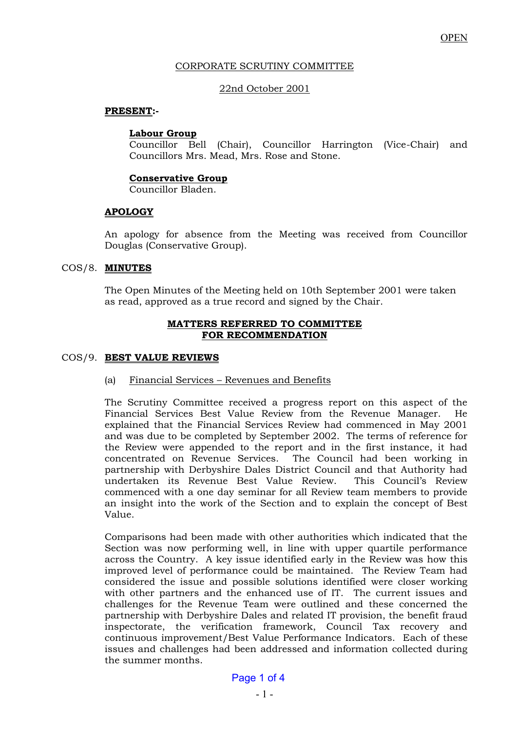OPEN

CORPORATE SCRUTINY COMMITTEE

22nd October 2001

**PRESENT:-**

**Labour Group**
Councillor Bell (Chair), Councillor Harrington (Vice-Chair) and Councillors Mrs. Mead, Mrs. Rose and Stone.

**Conservative Group**
Councillor Bladen.

**APOLOGY**

An apology for absence from the Meeting was received from Councillor Douglas (Conservative Group).

COS/8. **MINUTES**

The Open Minutes of the Meeting held on 10th September 2001 were taken as read, approved as a true record and signed by the Chair.

**MATTERS REFERRED TO COMMITTEE FOR RECOMMENDATION**

COS/9. **BEST VALUE REVIEWS**

(a) Financial Services – Revenues and Benefits

The Scrutiny Committee received a progress report on this aspect of the Financial Services Best Value Review from the Revenue Manager. He explained that the Financial Services Review had commenced in May 2001 and was due to be completed by September 2002. The terms of reference for the Review were appended to the report and in the first instance, it had concentrated on Revenue Services. The Council had been working in partnership with Derbyshire Dales District Council and that Authority had undertaken its Revenue Best Value Review. This Council's Review commenced with a one day seminar for all Review team members to provide an insight into the work of the Section and to explain the concept of Best Value.

Comparisons had been made with other authorities which indicated that the Section was now performing well, in line with upper quartile performance across the Country. A key issue identified early in the Review was how this improved level of performance could be maintained. The Review Team had considered the issue and possible solutions identified were closer working with other partners and the enhanced use of IT. The current issues and challenges for the Revenue Team were outlined and these concerned the partnership with Derbyshire Dales and related IT provision, the benefit fraud inspectorate, the verification framework, Council Tax recovery and continuous improvement/Best Value Performance Indicators. Each of these issues and challenges had been addressed and information collected during the summer months.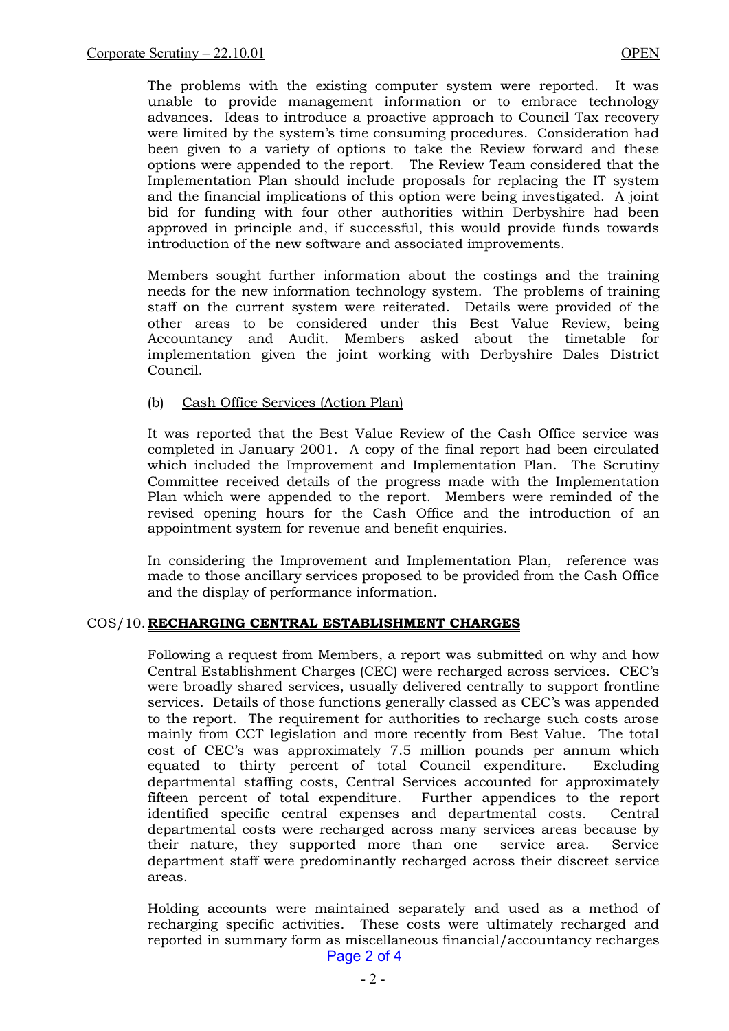The problems with the existing computer system were reported. It was unable to provide management information or to embrace technology advances. Ideas to introduce a proactive approach to Council Tax recovery were limited by the system's time consuming procedures. Consideration had been given to a variety of options to take the Review forward and these options were appended to the report. The Review Team considered that the Implementation Plan should include proposals for replacing the IT system and the financial implications of this option were being investigated. A joint bid for funding with four other authorities within Derbyshire had been approved in principle and, if successful, this would provide funds towards introduction of the new software and associated improvements.

Members sought further information about the costings and the training needs for the new information technology system. The problems of training staff on the current system were reiterated. Details were provided of the other areas to be considered under this Best Value Review, being Accountancy and Audit. Members asked about the timetable for implementation given the joint working with Derbyshire Dales District Council.

(b) Cash Office Services (Action Plan)

It was reported that the Best Value Review of the Cash Office service was completed in January 2001. A copy of the final report had been circulated which included the Improvement and Implementation Plan. The Scrutiny Committee received details of the progress made with the Implementation Plan which were appended to the report. Members were reminded of the revised opening hours for the Cash Office and the introduction of an appointment system for revenue and benefit enquiries.

In considering the Improvement and Implementation Plan, reference was made to those ancillary services proposed to be provided from the Cash Office and the display of performance information.

## COS/10. RECHARGING CENTRAL ESTABLISHMENT CHARGES

Following a request from Members, a report was submitted on why and how Central Establishment Charges (CEC) were recharged across services. CEC's were broadly shared services, usually delivered centrally to support frontline services. Details of those functions generally classed as CEC's was appended to the report. The requirement for authorities to recharge such costs arose mainly from CCT legislation and more recently from Best Value. The total cost of CEC's was approximately 7.5 million pounds per annum which equated to thirty percent of total Council expenditure. Excluding departmental staffing costs, Central Services accounted for approximately fifteen percent of total expenditure. Further appendices to the report identified specific central expenses and departmental costs. Central departmental costs were recharged across many services areas because by their nature, they supported more than one service area. Service department staff were predominantly recharged across their discreet service areas.

Holding accounts were maintained separately and used as a method of recharging specific activities. These costs were ultimately recharged and reported in summary form as miscellaneous financial/accountancy recharges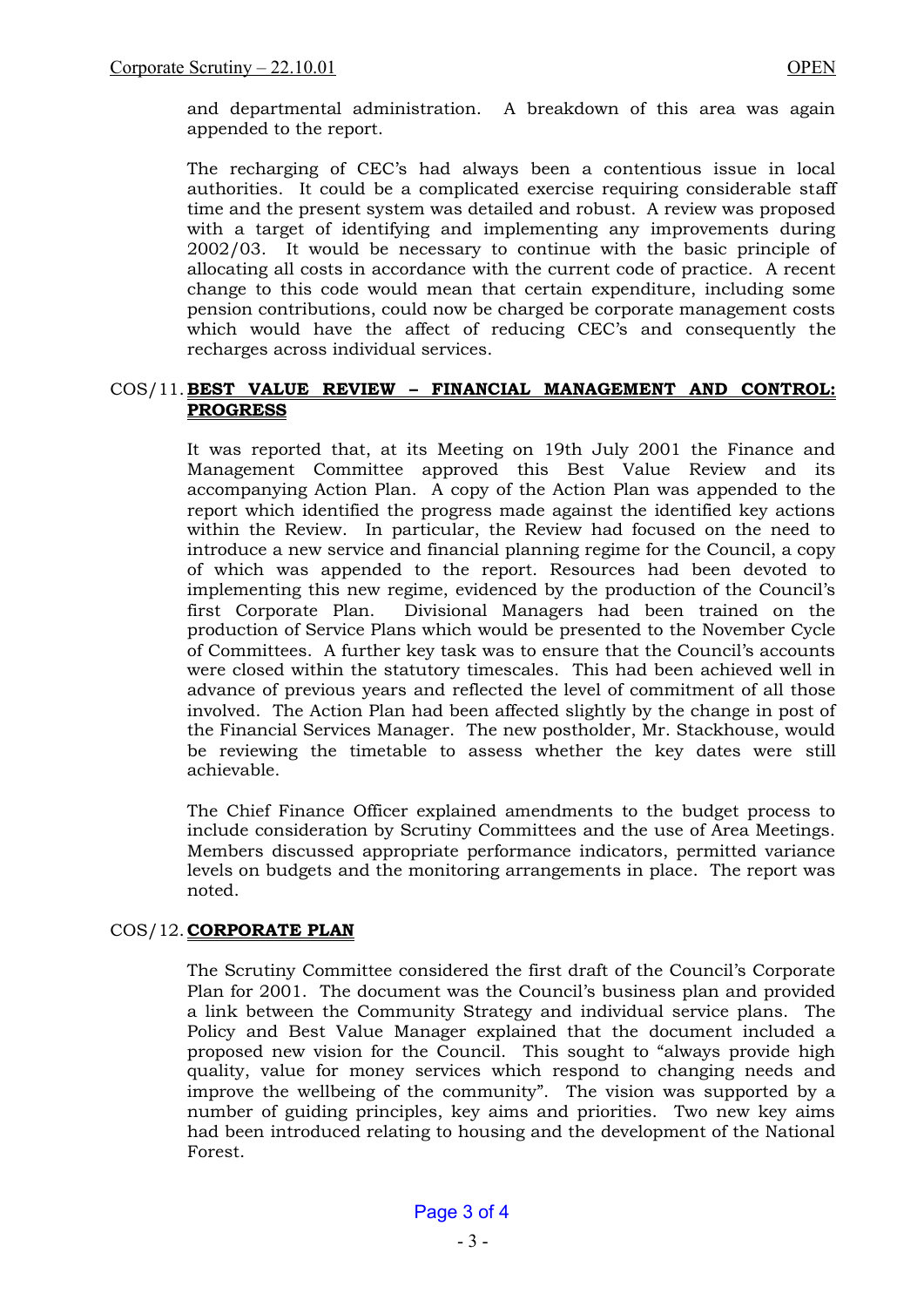and departmental administration. A breakdown of this area was again appended to the report.

The recharging of CEC's had always been a contentious issue in local authorities. It could be a complicated exercise requiring considerable staff time and the present system was detailed and robust. A review was proposed with a target of identifying and implementing any improvements during 2002/03. It would be necessary to continue with the basic principle of allocating all costs in accordance with the current code of practice. A recent change to this code would mean that certain expenditure, including some pension contributions, could now be charged be corporate management costs which would have the affect of reducing CEC's and consequently the recharges across individual services.

## COS/11. BEST VALUE REVIEW – FINANCIAL MANAGEMENT AND CONTROL: PROGRESS

It was reported that, at its Meeting on 19th July 2001 the Finance and Management Committee approved this Best Value Review and its accompanying Action Plan. A copy of the Action Plan was appended to the report which identified the progress made against the identified key actions within the Review. In particular, the Review had focused on the need to introduce a new service and financial planning regime for the Council, a copy of which was appended to the report. Resources had been devoted to implementing this new regime, evidenced by the production of the Council's first Corporate Plan. Divisional Managers had been trained on the production of Service Plans which would be presented to the November Cycle of Committees. A further key task was to ensure that the Council's accounts were closed within the statutory timescales. This had been achieved well in advance of previous years and reflected the level of commitment of all those involved. The Action Plan had been affected slightly by the change in post of the Financial Services Manager. The new postholder, Mr. Stackhouse, would be reviewing the timetable to assess whether the key dates were still achievable.

The Chief Finance Officer explained amendments to the budget process to include consideration by Scrutiny Committees and the use of Area Meetings. Members discussed appropriate performance indicators, permitted variance levels on budgets and the monitoring arrangements in place. The report was noted.

## COS/12. CORPORATE PLAN

The Scrutiny Committee considered the first draft of the Council's Corporate Plan for 2001. The document was the Council's business plan and provided a link between the Community Strategy and individual service plans. The Policy and Best Value Manager explained that the document included a proposed new vision for the Council. This sought to "always provide high quality, value for money services which respond to changing needs and improve the wellbeing of the community". The vision was supported by a number of guiding principles, key aims and priorities. Two new key aims had been introduced relating to housing and the development of the National Forest.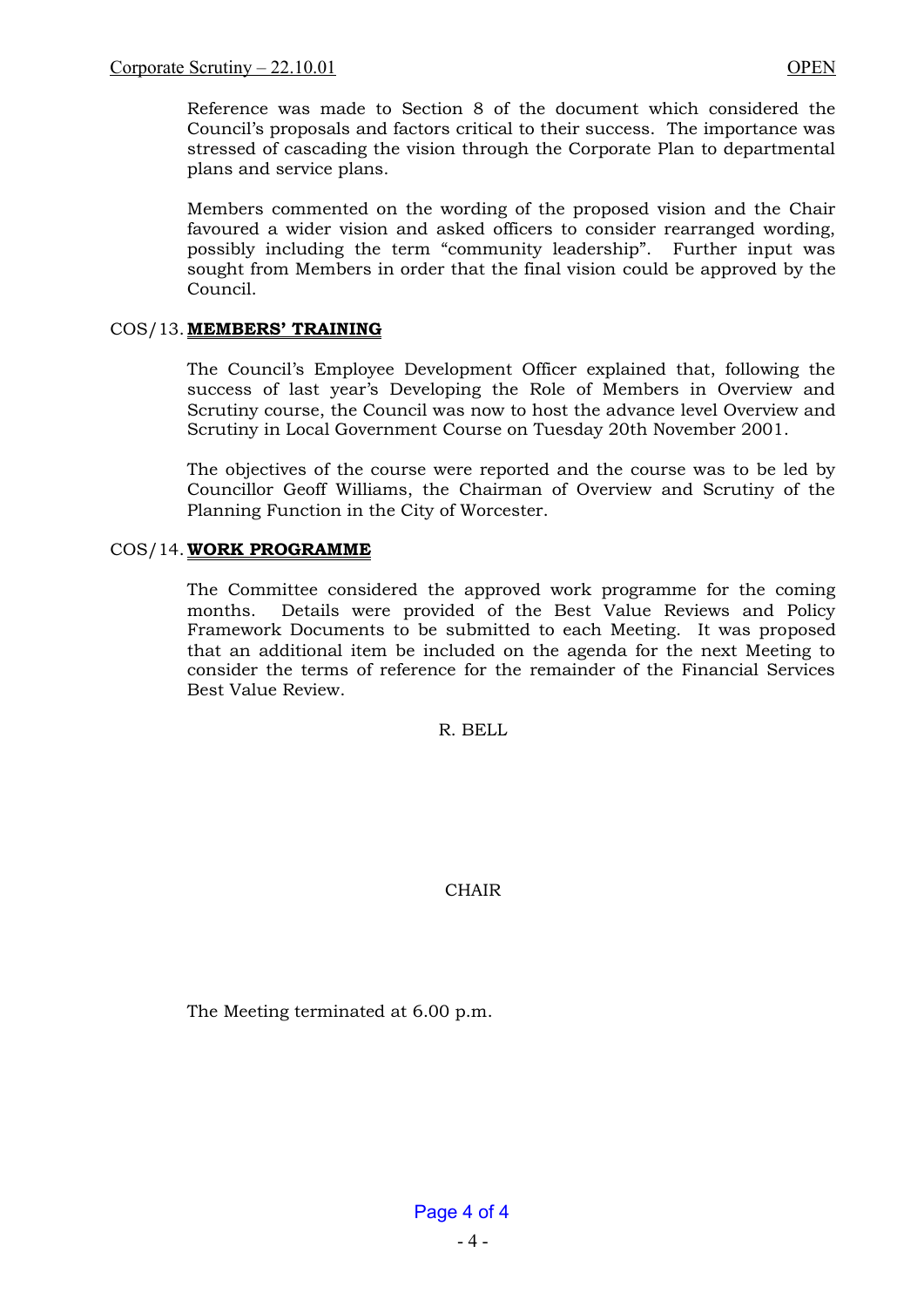Reference was made to Section 8 of the document which considered the Council's proposals and factors critical to their success. The importance was stressed of cascading the vision through the Corporate Plan to departmental plans and service plans.

Members commented on the wording of the proposed vision and the Chair favoured a wider vision and asked officers to consider rearranged wording, possibly including the term "community leadership". Further input was sought from Members in order that the final vision could be approved by the Council.

## COS/13. MEMBERS' TRAINING

The Council's Employee Development Officer explained that, following the success of last year's Developing the Role of Members in Overview and Scrutiny course, the Council was now to host the advance level Overview and Scrutiny in Local Government Course on Tuesday 20th November 2001.

The objectives of the course were reported and the course was to be led by Councillor Geoff Williams, the Chairman of Overview and Scrutiny of the Planning Function in the City of Worcester.

## COS/14. WORK PROGRAMME

The Committee considered the approved work programme for the coming months. Details were provided of the Best Value Reviews and Policy Framework Documents to be submitted to each Meeting. It was proposed that an additional item be included on the agenda for the next Meeting to consider the terms of reference for the remainder of the Financial Services Best Value Review.

R. BELL

CHAIR

The Meeting terminated at 6.00 p.m.